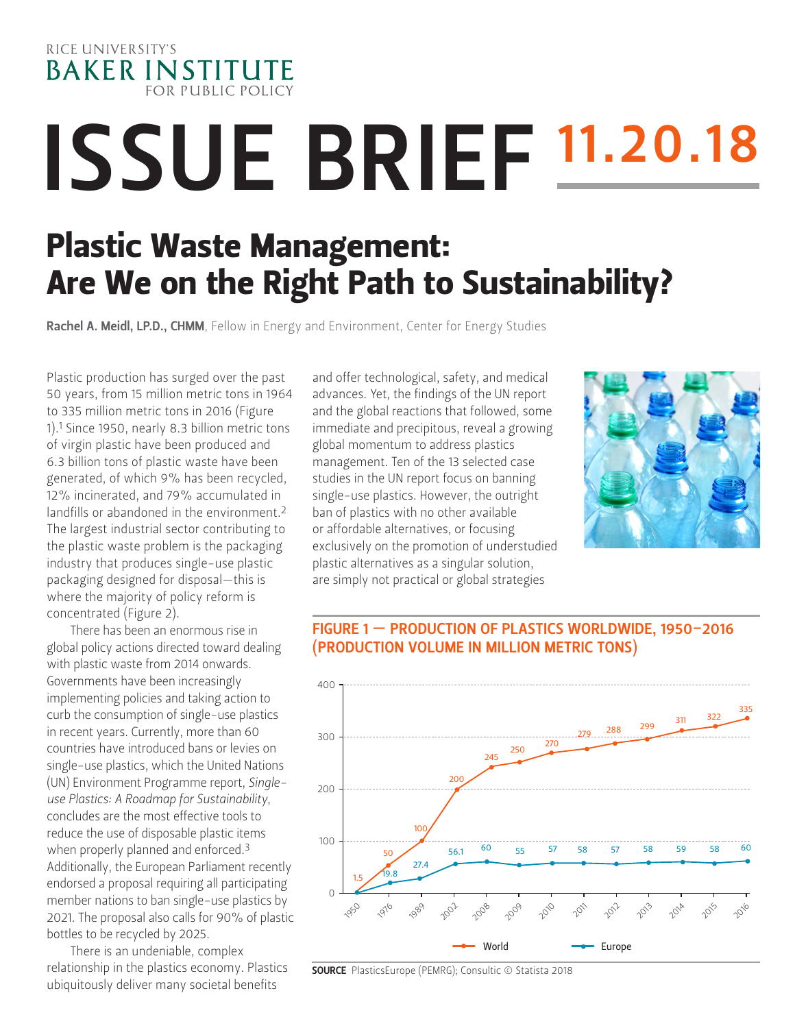RICE UNIVERSITY'S
BAKER INSTITUTE
FOR PUBLIC POLICY

# ISSUE BRIEF 11.20.18

## Plastic Waste Management: Are We on the Right Path to Sustainability?

**Rachel A. Meidl, LP.D., CHMM**, Fellow in Energy and Environment, Center for Energy Studies

Plastic production has surged over the past 50 years, from 15 million metric tons in 1964 to 335 million metric tons in 2016 (Figure 1).[1] Since 1950, nearly 8.3 billion metric tons of virgin plastic have been produced and 6.3 billion tons of plastic waste have been generated, of which 9% has been recycled, 12% incinerated, and 79% accumulated in landfills or abandoned in the environment.[2] The largest industrial sector contributing to the plastic waste problem is the packaging industry that produces single-use plastic packaging designed for disposal—this is where the majority of policy reform is concentrated (Figure 2).

There has been an enormous rise in global policy actions directed toward dealing with plastic waste from 2014 onwards. Governments have been increasingly implementing policies and taking action to curb the consumption of single-use plastics in recent years. Currently, more than 60 countries have introduced bans or levies on single-use plastics, which the United Nations (UN) Environment Programme report, *Single-use Plastics: A Roadmap for Sustainability*, concludes are the most effective tools to reduce the use of disposable plastic items when properly planned and enforced.[3] Additionally, the European Parliament recently endorsed a proposal requiring all participating member nations to ban single-use plastics by 2021. The proposal also calls for 90% of plastic bottles to be recycled by 2025.

There is an undeniable, complex relationship in the plastics economy. Plastics ubiquitously deliver many societal benefits and offer technological, safety, and medical advances. Yet, the findings of the UN report and the global reactions that followed, some immediate and precipitous, reveal a growing global momentum to address plastics management. Ten of the 13 selected case studies in the UN report focus on banning single-use plastics. However, the outright ban of plastics with no other available or affordable alternatives, or focusing exclusively on the promotion of understudied plastic alternatives as a singular solution, are simply not practical or global strategies

**FIGURE 1 — PRODUCTION OF PLASTICS WORLDWIDE, 1950–2016 (PRODUCTION VOLUME IN MILLION METRIC TONS)**

| Year | World | Europe |
|---|---|---|
| 1950 | 1.5 | |
| 1976 | 50 | 19.8 |
| 1989 | 100 | 27.4 |
| 2002 | 200 | 56.1 |
| 2008 | 245 | 60 |
| 2009 | 250 | 55 |
| 2010 | 270 | 57 |
| 2011 | 279 | 58 |
| 2012 | 288 | 57 |
| 2013 | 299 | 58 |
| 2014 | 311 | 59 |
| 2015 | 322 | 58 |
| 2016 | 335 | 60 |

**SOURCE** PlasticsEurope (PEMRG); Consultic © Statista 2018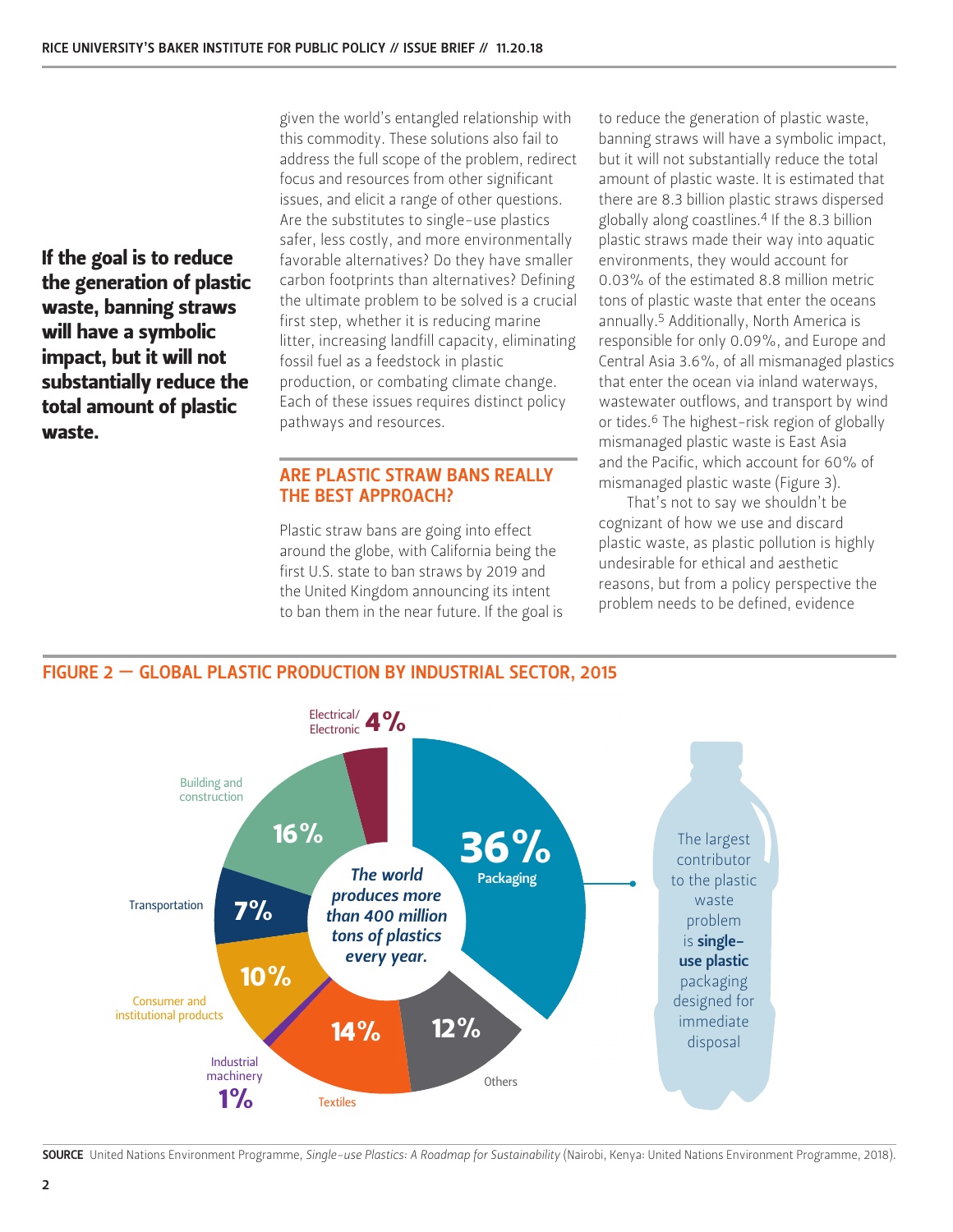**If the goal is to reduce the generation of plastic waste, banning straws will have a symbolic impact, but it will not substantially reduce the total amount of plastic waste.**

given the world's entangled relationship with this commodity. These solutions also fail to address the full scope of the problem, redirect focus and resources from other significant issues, and elicit a range of other questions. Are the substitutes to single-use plastics safer, less costly, and more environmentally favorable alternatives? Do they have smaller carbon footprints than alternatives? Defining the ultimate problem to be solved is a crucial first step, whether it is reducing marine litter, increasing landfill capacity, eliminating fossil fuel as a feedstock in plastic production, or combating climate change. Each of these issues requires distinct policy pathways and resources.

## ARE PLASTIC STRAW BANS REALLY THE BEST APPROACH?

Plastic straw bans are going into effect around the globe, with California being the first U.S. state to ban straws by 2019 and the United Kingdom announcing its intent to ban them in the near future. If the goal is to reduce the generation of plastic waste, banning straws will have a symbolic impact, but it will not substantially reduce the total amount of plastic waste. It is estimated that there are 8.3 billion plastic straws dispersed globally along coastlines.[4] If the 8.3 billion plastic straws made their way into aquatic environments, they would account for 0.03% of the estimated 8.8 million metric tons of plastic waste that enter the oceans annually.[5] Additionally, North America is responsible for only 0.09%, and Europe and Central Asia 3.6%, of all mismanaged plastics that enter the ocean via inland waterways, wastewater outflows, and transport by wind or tides.[6] The highest-risk region of globally mismanaged plastic waste is East Asia and the Pacific, which account for 60% of mismanaged plastic waste (Figure 3).

That's not to say we shouldn't be cognizant of how we use and discard plastic waste, as plastic pollution is highly undesirable for ethical and aesthetic reasons, but from a policy perspective the problem needs to be defined, evidence

## FIGURE 2 — GLOBAL PLASTIC PRODUCTION BY INDUSTRIAL SECTOR, 2015

*The world produces more than 400 million tons of plastics every year.*

| Sector | Share |
|---|---|
| Packaging | 36% |
| Others | 12% |
| Textiles | 14% |
| Industrial machinery | 1% |
| Consumer and institutional products | 10% |
| Transportation | 7% |
| Building and construction | 16% |
| Electrical/Electronic | 4% |

The largest contributor to the plastic waste problem is **single-use plastic** packaging designed for immediate disposal

**SOURCE** United Nations Environment Programme, *Single-use Plastics: A Roadmap for Sustainability* (Nairobi, Kenya: United Nations Environment Programme, 2018).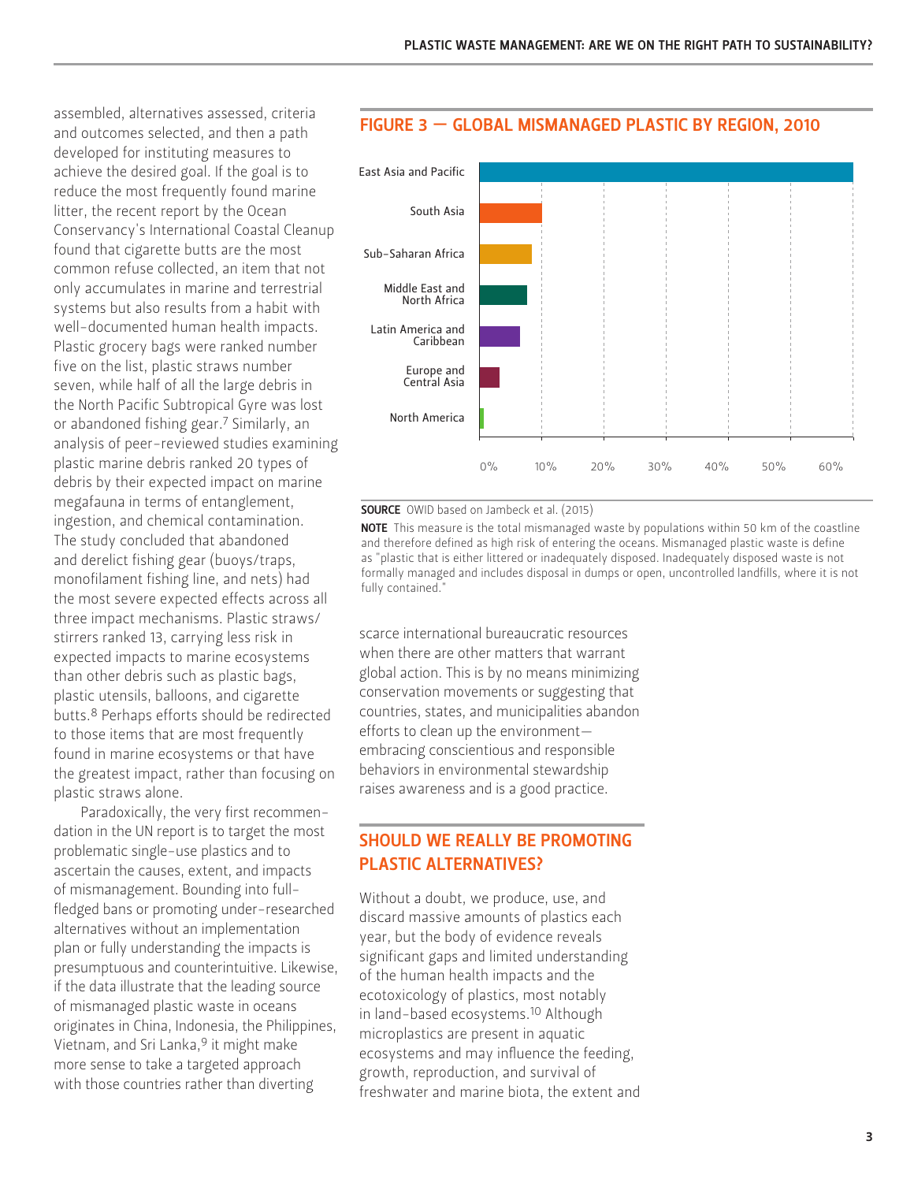assembled, alternatives assessed, criteria and outcomes selected, and then a path developed for instituting measures to achieve the desired goal. If the goal is to reduce the most frequently found marine litter, the recent report by the Ocean Conservancy's International Coastal Cleanup found that cigarette butts are the most common refuse collected, an item that not only accumulates in marine and terrestrial systems but also results from a habit with well-documented human health impacts. Plastic grocery bags were ranked number five on the list, plastic straws number seven, while half of all the large debris in the North Pacific Subtropical Gyre was lost or abandoned fishing gear.[7] Similarly, an analysis of peer-reviewed studies examining plastic marine debris ranked 20 types of debris by their expected impact on marine megafauna in terms of entanglement, ingestion, and chemical contamination. The study concluded that abandoned and derelict fishing gear (buoys/traps, monofilament fishing line, and nets) had the most severe expected effects across all three impact mechanisms. Plastic straws/stirrers ranked 13, carrying less risk in expected impacts to marine ecosystems than other debris such as plastic bags, plastic utensils, balloons, and cigarette butts.[8] Perhaps efforts should be redirected to those items that are most frequently found in marine ecosystems or that have the greatest impact, rather than focusing on plastic straws alone.

Paradoxically, the very first recommendation in the UN report is to target the most problematic single-use plastics and to ascertain the causes, extent, and impacts of mismanagement. Bounding into full-fledged bans or promoting under-researched alternatives without an implementation plan or fully understanding the impacts is presumptuous and counterintuitive. Likewise, if the data illustrate that the leading source of mismanaged plastic waste in oceans originates in China, Indonesia, the Philippines, Vietnam, and Sri Lanka,[9] it might make more sense to take a targeted approach with those countries rather than diverting scarce international bureaucratic resources when there are other matters that warrant global action. This is by no means minimizing conservation movements or suggesting that countries, states, and municipalities abandon efforts to clean up the environment—embracing conscientious and responsible behaviors in environmental stewardship raises awareness and is a good practice.

**FIGURE 3 — GLOBAL MISMANAGED PLASTIC BY REGION, 2010**

**SOURCE** OWID based on Jambeck et al. (2015)

**NOTE** This measure is the total mismanaged waste by populations within 50 km of the coastline and therefore defined as high risk of entering the oceans. Mismanaged plastic waste is define as "plastic that is either littered or inadequately disposed. Inadequately disposed waste is not formally managed and includes disposal in dumps or open, uncontrolled landfills, where it is not fully contained."

## SHOULD WE REALLY BE PROMOTING PLASTIC ALTERNATIVES?

Without a doubt, we produce, use, and discard massive amounts of plastics each year, but the body of evidence reveals significant gaps and limited understanding of the human health impacts and the ecotoxicology of plastics, most notably in land-based ecosystems.[10] Although microplastics are present in aquatic ecosystems and may influence the feeding, growth, reproduction, and survival of freshwater and marine biota, the extent and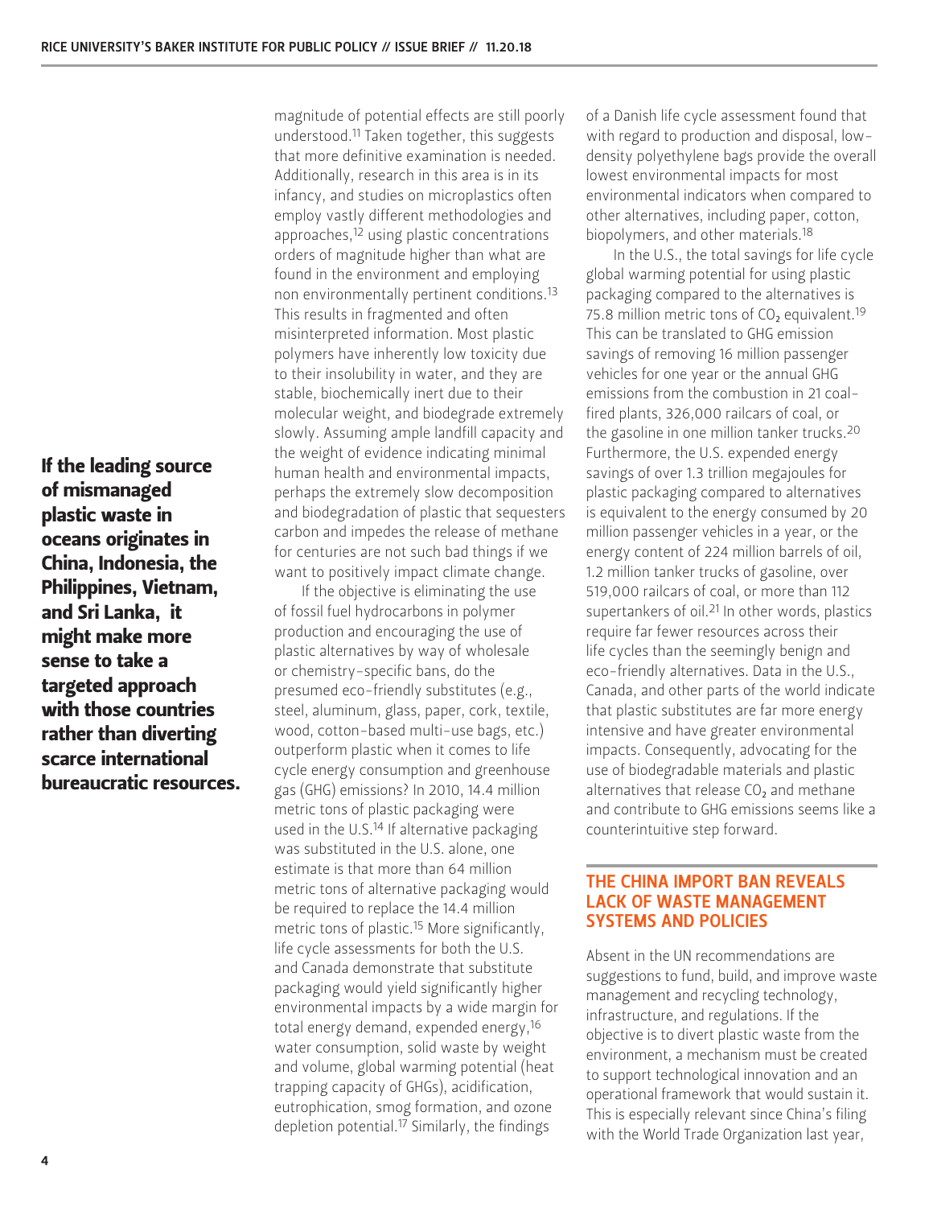magnitude of potential effects are still poorly understood.[11] Taken together, this suggests that more definitive examination is needed. Additionally, research in this area is in its infancy, and studies on microplastics often employ vastly different methodologies and approaches,[12] using plastic concentrations orders of magnitude higher than what are found in the environment and employing non environmentally pertinent conditions.[13] This results in fragmented and often misinterpreted information. Most plastic polymers have inherently low toxicity due to their insolubility in water, and they are stable, biochemically inert due to their molecular weight, and biodegrade extremely slowly. Assuming ample landfill capacity and the weight of evidence indicating minimal human health and environmental impacts, perhaps the extremely slow decomposition and biodegradation of plastic that sequesters carbon and impedes the release of methane for centuries are not such bad things if we want to positively impact climate change.

**If the leading source of mismanaged plastic waste in oceans originates in China, Indonesia, the Philippines, Vietnam, and Sri Lanka, it might make more sense to take a targeted approach with those countries rather than diverting scarce international bureaucratic resources.**

If the objective is eliminating the use of fossil fuel hydrocarbons in polymer production and encouraging the use of plastic alternatives by way of wholesale or chemistry-specific bans, do the presumed eco-friendly substitutes (e.g., steel, aluminum, glass, paper, cork, textile, wood, cotton-based multi-use bags, etc.) outperform plastic when it comes to life cycle energy consumption and greenhouse gas (GHG) emissions? In 2010, 14.4 million metric tons of plastic packaging were used in the U.S.[14] If alternative packaging was substituted in the U.S. alone, one estimate is that more than 64 million metric tons of alternative packaging would be required to replace the 14.4 million metric tons of plastic.[15] More significantly, life cycle assessments for both the U.S. and Canada demonstrate that substitute packaging would yield significantly higher environmental impacts by a wide margin for total energy demand, expended energy,[16] water consumption, solid waste by weight and volume, global warming potential (heat trapping capacity of GHGs), acidification, eutrophication, smog formation, and ozone depletion potential.[17] Similarly, the findings of a Danish life cycle assessment found that with regard to production and disposal, low-density polyethylene bags provide the overall lowest environmental impacts for most environmental indicators when compared to other alternatives, including paper, cotton, biopolymers, and other materials.[18]

In the U.S., the total savings for life cycle global warming potential for using plastic packaging compared to the alternatives is 75.8 million metric tons of $CO_2$ equivalent.[19] This can be translated to GHG emission savings of removing 16 million passenger vehicles for one year or the annual GHG emissions from the combustion in 21 coal-fired plants, 326,000 railcars of coal, or the gasoline in one million tanker trucks.[20] Furthermore, the U.S. expended energy savings of over 1.3 trillion megajoules for plastic packaging compared to alternatives is equivalent to the energy consumed by 20 million passenger vehicles in a year, or the energy content of 224 million barrels of oil, 1.2 million tanker trucks of gasoline, over 519,000 railcars of coal, or more than 112 supertankers of oil.[21] In other words, plastics require far fewer resources across their life cycles than the seemingly benign and eco-friendly alternatives. Data in the U.S., Canada, and other parts of the world indicate that plastic substitutes are far more energy intensive and have greater environmental impacts. Consequently, advocating for the use of biodegradable materials and plastic alternatives that release $CO_2$ and methane and contribute to GHG emissions seems like a counterintuitive step forward.

## THE CHINA IMPORT BAN REVEALS LACK OF WASTE MANAGEMENT SYSTEMS AND POLICIES

Absent in the UN recommendations are suggestions to fund, build, and improve waste management and recycling technology, infrastructure, and regulations. If the objective is to divert plastic waste from the environment, a mechanism must be created to support technological innovation and an operational framework that would sustain it. This is especially relevant since China's filing with the World Trade Organization last year,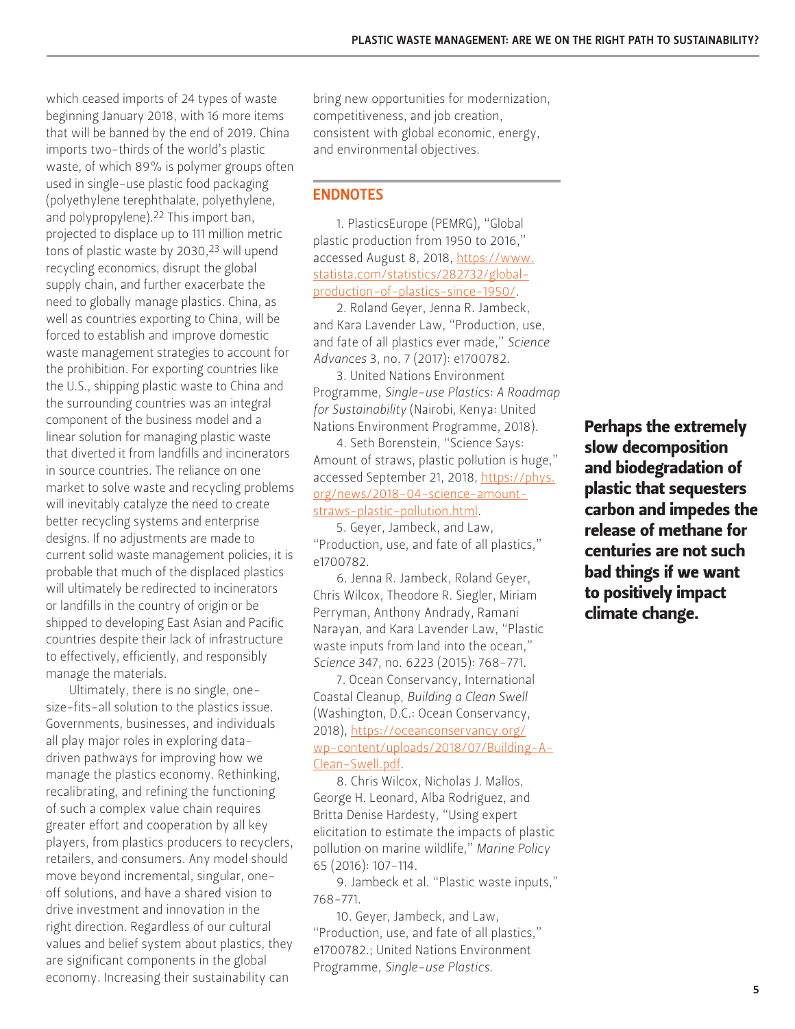which ceased imports of 24 types of waste beginning January 2018, with 16 more items that will be banned by the end of 2019. China imports two-thirds of the world's plastic waste, of which 89% is polymer groups often used in single-use plastic food packaging (polyethylene terephthalate, polyethylene, and polypropylene).[22] This import ban, projected to displace up to 111 million metric tons of plastic waste by 2030,[23] will upend recycling economics, disrupt the global supply chain, and further exacerbate the need to globally manage plastics. China, as well as countries exporting to China, will be forced to establish and improve domestic waste management strategies to account for the prohibition. For exporting countries like the U.S., shipping plastic waste to China and the surrounding countries was an integral component of the business model and a linear solution for managing plastic waste that diverted it from landfills and incinerators in source countries. The reliance on one market to solve waste and recycling problems will inevitably catalyze the need to create better recycling systems and enterprise designs. If no adjustments are made to current solid waste management policies, it is probable that much of the displaced plastics will ultimately be redirected to incinerators or landfills in the country of origin or be shipped to developing East Asian and Pacific countries despite their lack of infrastructure to effectively, efficiently, and responsibly manage the materials.

Ultimately, there is no single, one-size-fits-all solution to the plastics issue. Governments, businesses, and individuals all play major roles in exploring data-driven pathways for improving how we manage the plastics economy. Rethinking, recalibrating, and refining the functioning of such a complex value chain requires greater effort and cooperation by all key players, from plastics producers to recyclers, retailers, and consumers. Any model should move beyond incremental, singular, one-off solutions, and have a shared vision to drive investment and innovation in the right direction. Regardless of our cultural values and belief system about plastics, they are significant components in the global economy. Increasing their sustainability can bring new opportunities for modernization, competitiveness, and job creation, consistent with global economic, energy, and environmental objectives.

**Perhaps the extremely slow decomposition and biodegradation of plastic that sequesters carbon and impedes the release of methane for centuries are not such bad things if we want to positively impact climate change.**

## ENDNOTES

1. PlasticsEurope (PEMRG), "Global plastic production from 1950 to 2016," accessed August 8, 2018, https://www.statista.com/statistics/282732/global-production-of-plastics-since-1950/.

2. Roland Geyer, Jenna R. Jambeck, and Kara Lavender Law, "Production, use, and fate of all plastics ever made," *Science Advances* 3, no. 7 (2017): e1700782.

3. United Nations Environment Programme, *Single-use Plastics: A Roadmap for Sustainability* (Nairobi, Kenya: United Nations Environment Programme, 2018).

4. Seth Borenstein, "Science Says: Amount of straws, plastic pollution is huge," accessed September 21, 2018, https://phys.org/news/2018-04-science-amount-straws-plastic-pollution.html.

5. Geyer, Jambeck, and Law, "Production, use, and fate of all plastics," e1700782.

6. Jenna R. Jambeck, Roland Geyer, Chris Wilcox, Theodore R. Siegler, Miriam Perryman, Anthony Andrady, Ramani Narayan, and Kara Lavender Law, "Plastic waste inputs from land into the ocean," *Science* 347, no. 6223 (2015): 768–771.

7. Ocean Conservancy, International Coastal Cleanup, *Building a Clean Swell* (Washington, D.C.: Ocean Conservancy, 2018), https://oceanconservancy.org/wp-content/uploads/2018/07/Building-A-Clean-Swell.pdf.

8. Chris Wilcox, Nicholas J. Mallos, George H. Leonard, Alba Rodriguez, and Britta Denise Hardesty, "Using expert elicitation to estimate the impacts of plastic pollution on marine wildlife," *Marine Policy* 65 (2016): 107–114.

9. Jambeck et al. "Plastic waste inputs," 768–771.

10. Geyer, Jambeck, and Law, "Production, use, and fate of all plastics," e1700782.; United Nations Environment Programme, *Single-use Plastics.*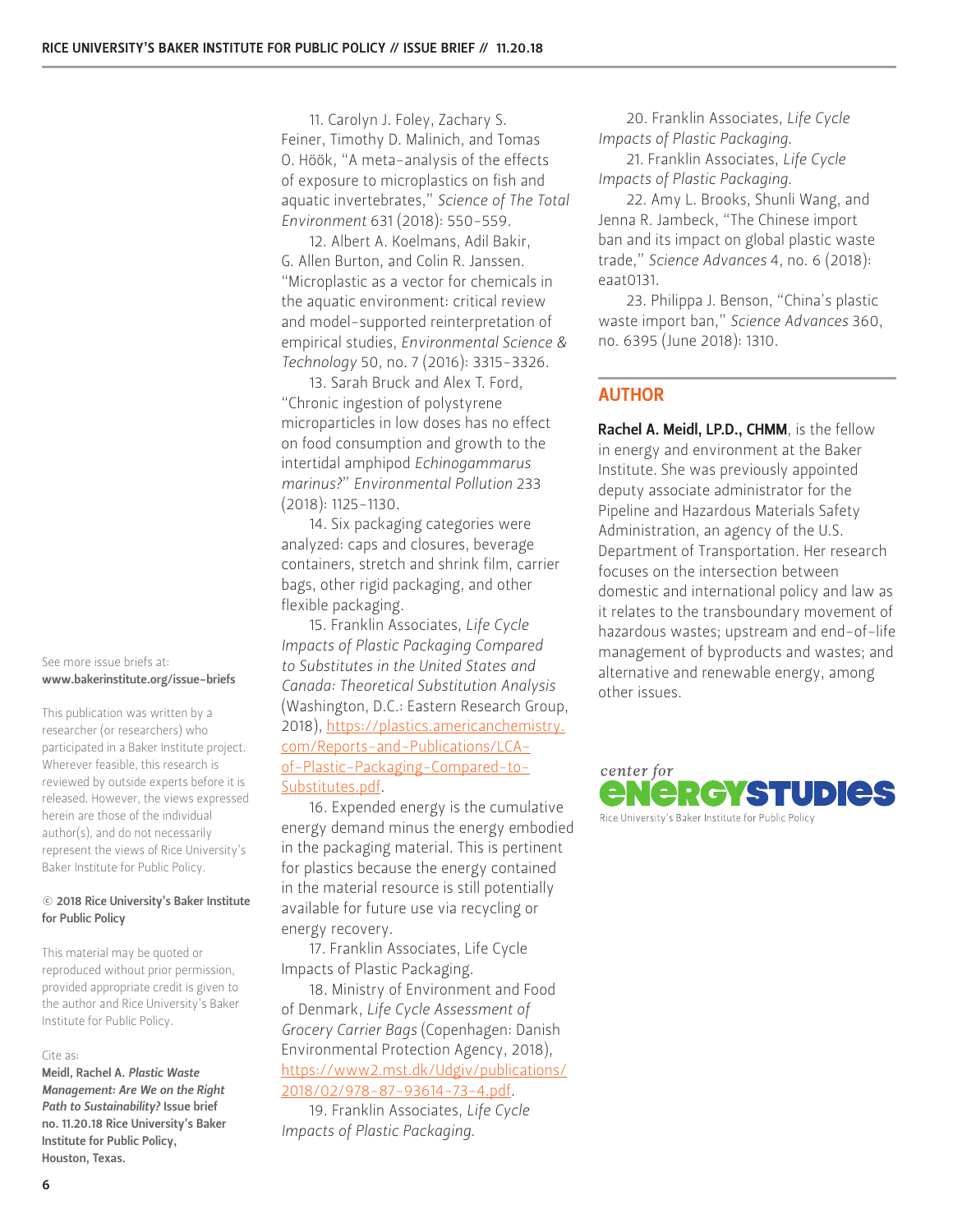11. Carolyn J. Foley, Zachary S. Feiner, Timothy D. Malinich, and Tomas O. Höök, "A meta-analysis of the effects of exposure to microplastics on fish and aquatic invertebrates," *Science of The Total Environment* 631 (2018): 550–559.

12. Albert A. Koelmans, Adil Bakir, G. Allen Burton, and Colin R. Janssen. "Microplastic as a vector for chemicals in the aquatic environment: critical review and model-supported reinterpretation of empirical studies, *Environmental Science & Technology* 50, no. 7 (2016): 3315–3326.

13. Sarah Bruck and Alex T. Ford, "Chronic ingestion of polystyrene microparticles in low doses has no effect on food consumption and growth to the intertidal amphipod *Echinogammarus marinus?*" *Environmental Pollution* 233 (2018): 1125–1130.

14. Six packaging categories were analyzed: caps and closures, beverage containers, stretch and shrink film, carrier bags, other rigid packaging, and other flexible packaging.

15. Franklin Associates, *Life Cycle Impacts of Plastic Packaging Compared to Substitutes in the United States and Canada: Theoretical Substitution Analysis* (Washington, D.C.: Eastern Research Group, 2018), https://plastics.americanchemistry.com/Reports-and-Publications/LCA-of-Plastic-Packaging-Compared-to-Substitutes.pdf.

16. Expended energy is the cumulative energy demand minus the energy embodied in the packaging material. This is pertinent for plastics because the energy contained in the material resource is still potentially available for future use via recycling or energy recovery.

17. Franklin Associates, Life Cycle Impacts of Plastic Packaging.

18. Ministry of Environment and Food of Denmark, *Life Cycle Assessment of Grocery Carrier Bags* (Copenhagen: Danish Environmental Protection Agency, 2018), https://www2.mst.dk/Udgiv/publications/2018/02/978-87-93614-73-4.pdf.

19. Franklin Associates, *Life Cycle Impacts of Plastic Packaging.*

20. Franklin Associates, *Life Cycle Impacts of Plastic Packaging.*

21. Franklin Associates, *Life Cycle Impacts of Plastic Packaging.*

22. Amy L. Brooks, Shunli Wang, and Jenna R. Jambeck, "The Chinese import ban and its impact on global plastic waste trade," *Science Advances* 4, no. 6 (2018): eaat0131.

23. Philippa J. Benson, "China's plastic waste import ban," *Science Advances* 360, no. 6395 (June 2018): 1310.

## AUTHOR

**Rachel A. Meidl, LP.D., CHMM**, is the fellow in energy and environment at the Baker Institute. She was previously appointed deputy associate administrator for the Pipeline and Hazardous Materials Safety Administration, an agency of the U.S. Department of Transportation. Her research focuses on the intersection between domestic and international policy and law as it relates to the transboundary movement of hazardous wastes; upstream and end-of-life management of byproducts and wastes; and alternative and renewable energy, among other issues.

center for ENERGY STUDIES
Rice University's Baker Institute for Public Policy

See more issue briefs at:
**www.bakerinstitute.org/issue-briefs**

This publication was written by a researcher (or researchers) who participated in a Baker Institute project. Wherever feasible, this research is reviewed by outside experts before it is released. However, the views expressed herein are those of the individual author(s), and do not necessarily represent the views of Rice University's Baker Institute for Public Policy.

**© 2018 Rice University's Baker Institute for Public Policy**

This material may be quoted or reproduced without prior permission, provided appropriate credit is given to the author and Rice University's Baker Institute for Public Policy.

Cite as:
**Meidl, Rachel A. *Plastic Waste Management: Are We on the Right Path to Sustainability?* Issue brief no. 11.20.18 Rice University's Baker Institute for Public Policy, Houston, Texas.**